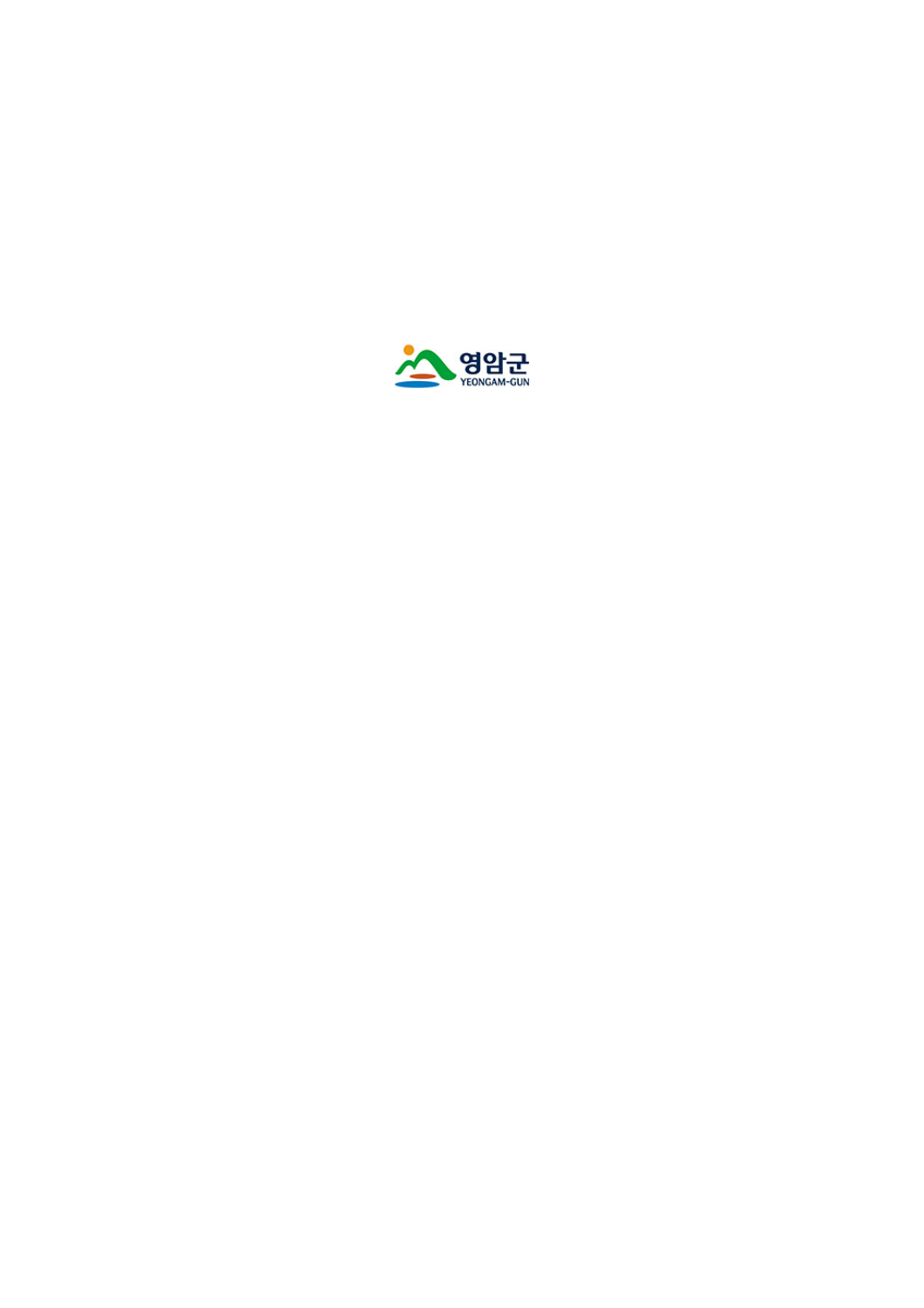영암군
YEONGAM-GUN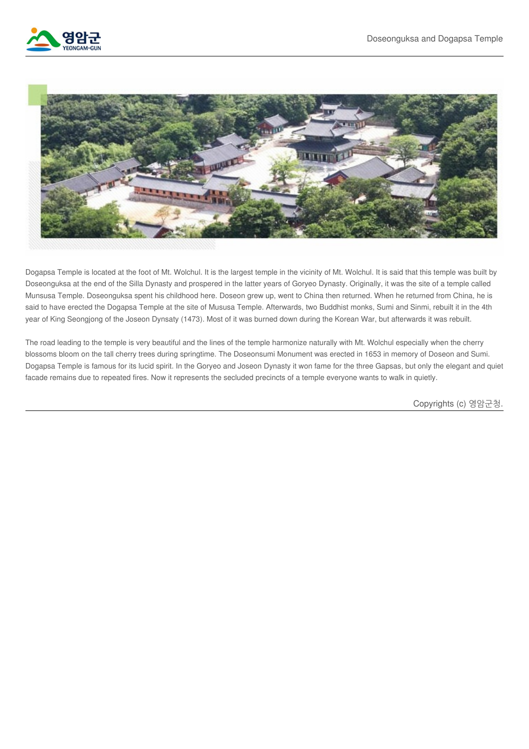Dogapsa Temple is located at the foot of Mt. Wolchul. It is the largest temple in the vicinity of Mt. Wolchul. It is said that this temple was built by Doseonguksa at the end of the Silla Dynasty and prospered in the latter years of Goryeo Dynasty. Originally, it was the site of a temple called Munsusa Temple. Doseonguksa spent his childhood here. Doseon grew up, went to China then returned. When he returned from China, he is said to have erected the Dogapsa Temple at the site of Mususa Temple. Afterwards, two Buddhist monks, Sumi and Sinmi, rebuilt it in the 4th year of King Seongjong of the Joseon Dynsaty (1473). Most of it was burned down during the Korean War, but afterwards it was rebuilt.

The road leading to the temple is very beautiful and the lines of the temple harmonize naturally with Mt. Wolchul especially when the cherry blossoms bloom on the tall cherry trees during springtime. The Doseonsumi Monument was erected in 1653 in memory of Doseon and Sumi. Dogapsa Temple is famous for its lucid spirit. In the Goryeo and Joseon Dynasty it won fame for the three Gapsas, but only the elegant and quiet facade remains due to repeated fires. Now it represents the secluded precincts of a temple everyone wants to walk in quietly.

Copyrights (c) 영암군청.